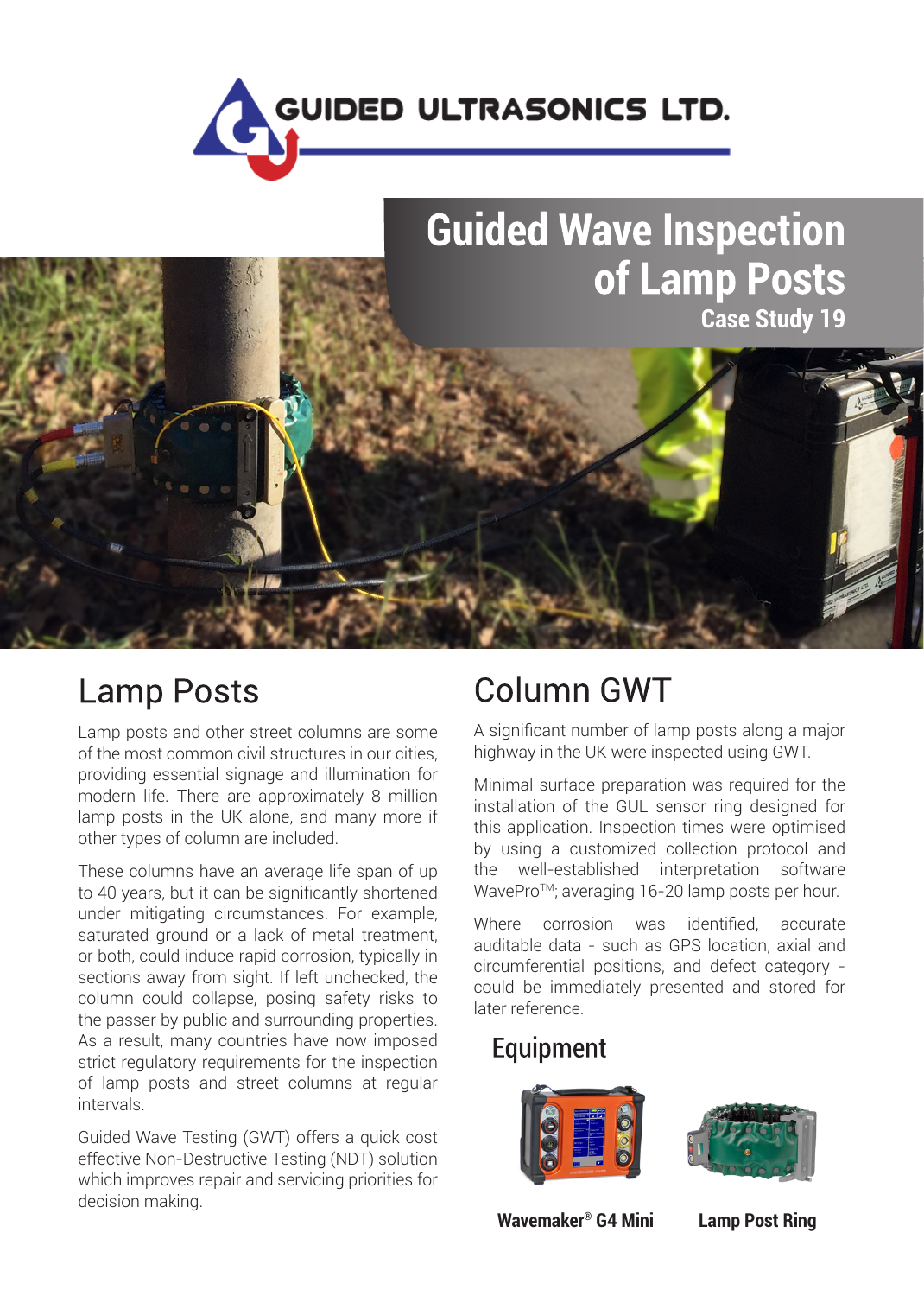GUIDED ULTRASONICS LTD.

# Guided Wave Inspection of Lamp Posts

**Case Study 19**

## Lamp Posts

Lamp posts and other street columns are some of the most common civil structures in our cities, providing essential signage and illumination for modern life. There are approximately 8 million lamp posts in the UK alone, and many more if other types of column are included.

These columns have an average life span of up to 40 years, but it can be significantly shortened under mitigating circumstances. For example, saturated ground or a lack of metal treatment, or both, could induce rapid corrosion, typically in sections away from sight. If left unchecked, the column could collapse, posing safety risks to the passer by public and surrounding properties. As a result, many countries have now imposed strict regulatory requirements for the inspection of lamp posts and street columns at regular intervals.

Guided Wave Testing (GWT) offers a quick cost effective Non-Destructive Testing (NDT) solution which improves repair and servicing priorities for decision making.

## Column GWT

A significant number of lamp posts along a major highway in the UK were inspected using GWT.

Minimal surface preparation was required for the installation of the GUL sensor ring designed for this application. Inspection times were optimised by using a customized collection protocol and the well-established interpretation software WavePro™; averaging 16-20 lamp posts per hour.

Where corrosion was identified, accurate auditable data - such as GPS location, axial and circumferential positions, and defect category - could be immediately presented and stored for later reference.

### Equipment

**Wavemaker® G4 Mini**

**Lamp Post Ring**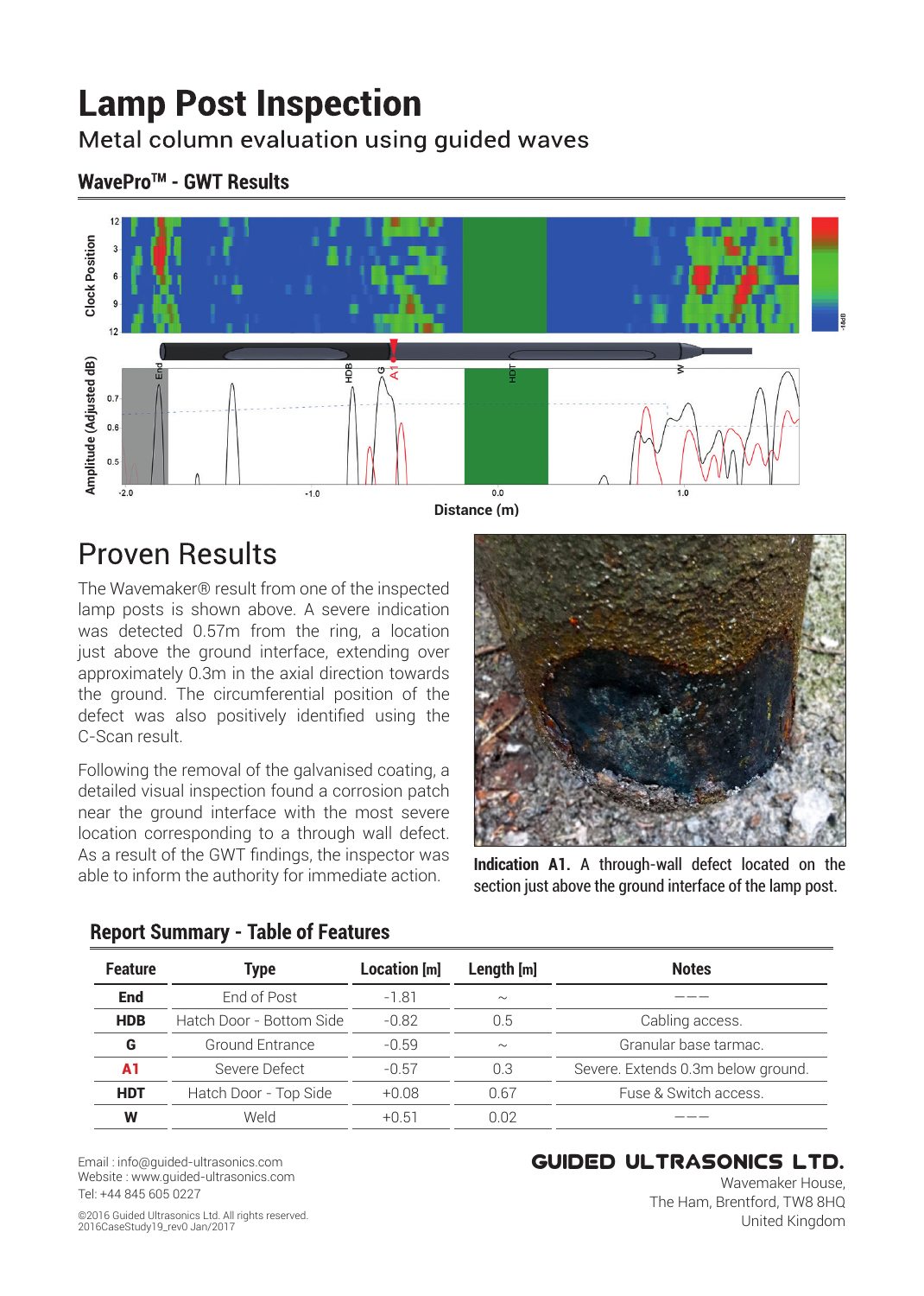# Lamp Post Inspection

Metal column evaluation using guided waves

### WavePro™ - GWT Results

Clock Position
12
3
6
9
12
-18dB

Amplitude (Adjusted dB)
0.7
0.6
0.5
End
HDB
G
A1
HDT
W
-2.0
-1.0
0.0
1.0
Distance (m)

## Proven Results

The Wavemaker® result from one of the inspected lamp posts is shown above. A severe indication was detected 0.57m from the ring, a location just above the ground interface, extending over approximately 0.3m in the axial direction towards the ground. The circumferential position of the defect was also positively identified using the C-Scan result.

Following the removal of the galvanised coating, a detailed visual inspection found a corrosion patch near the ground interface with the most severe location corresponding to a through wall defect. As a result of the GWT findings, the inspector was able to inform the authority for immediate action.

**Indication A1.** A through-wall defect located on the section just above the ground interface of the lamp post.

### Report Summary - Table of Features

| Feature | Type | Location [m] | Length [m] | Notes |
|---|---|---|---|---|
| **End** | End of Post | -1.81 | ~ | --- |
| **HDB** | Hatch Door - Bottom Side | -0.82 | 0.5 | Cabling access. |
| **G** | Ground Entrance | -0.59 | ~ | Granular base tarmac. |
| **A1** | Severe Defect | -0.57 | 0.3 | Severe. Extends 0.3m below ground. |
| **HDT** | Hatch Door - Top Side | +0.08 | 0.67 | Fuse & Switch access. |
| **W** | Weld | +0.51 | 0.02 | --- |

Email : info@guided-ultrasonics.com
Website : www.guided-ultrasonics.com
Tel: +44 845 605 0227

©2016 Guided Ultrasonics Ltd. All rights reserved.
2016CaseStudy19_rev0 Jan/2017

**GUIDED ULTRASONICS LTD.**
Wavemaker House,
The Ham, Brentford, TW8 8HQ
United Kingdom